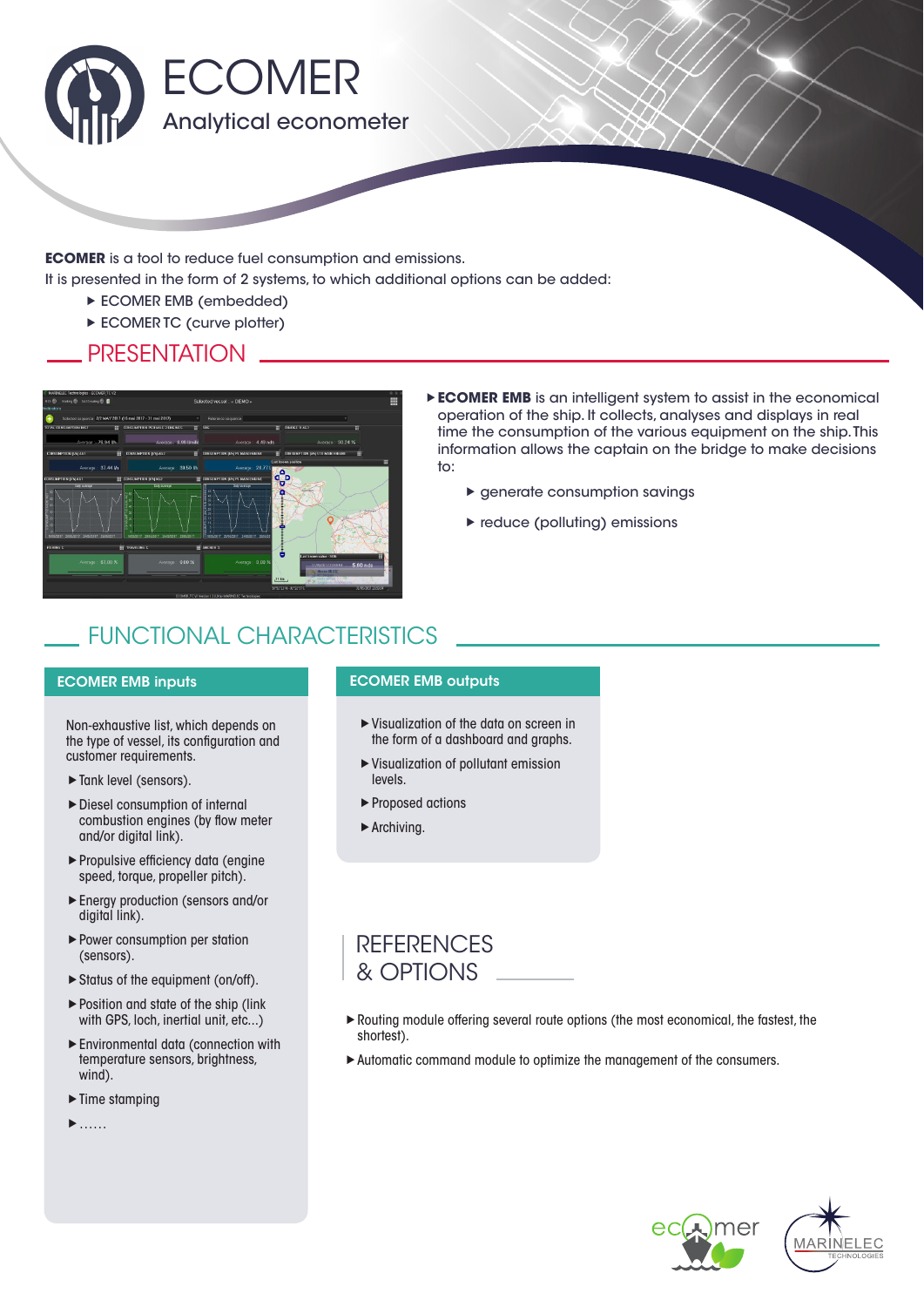# ECOMER

## Analytical econometer

**ECOMER** is a tool to reduce fuel consumption and emissions.
It is presented in the form of 2 systems, to which additional options can be added:

- ECOMER EMB (embedded)
- ECOMER TC (curve plotter)

## PRESENTATION

- **ECOMER EMB** is an intelligent system to assist in the economical operation of the ship. It collects, analyses and displays in real time the consumption of the various equipment on the ship. This information allows the captain on the bridge to make decisions to:
  - generate consumption savings
  - reduce (polluting) emissions

## FUNCTIONAL CHARACTERISTICS

### ECOMER EMB inputs

Non-exhaustive list, which depends on the type of vessel, its configuration and customer requirements.

- Tank level (sensors).
- Diesel consumption of internal combustion engines (by flow meter and/or digital link).
- Propulsive efficiency data (engine speed, torque, propeller pitch).
- Energy production (sensors and/or digital link).
- Power consumption per station (sensors).
- Status of the equipment (on/off).
- Position and state of the ship (link with GPS, loch, inertial unit, etc...)
- Environmental data (connection with temperature sensors, brightness, wind).
- Time stamping
- ......

### ECOMER EMB outputs

- Visualization of the data on screen in the form of a dashboard and graphs.
- Visualization of pollutant emission levels.
- Proposed actions
- Archiving.

## REFERENCES & OPTIONS

- Routing module offering several route options (the most economical, the fastest, the shortest).
- Automatic command module to optimize the management of the consumers.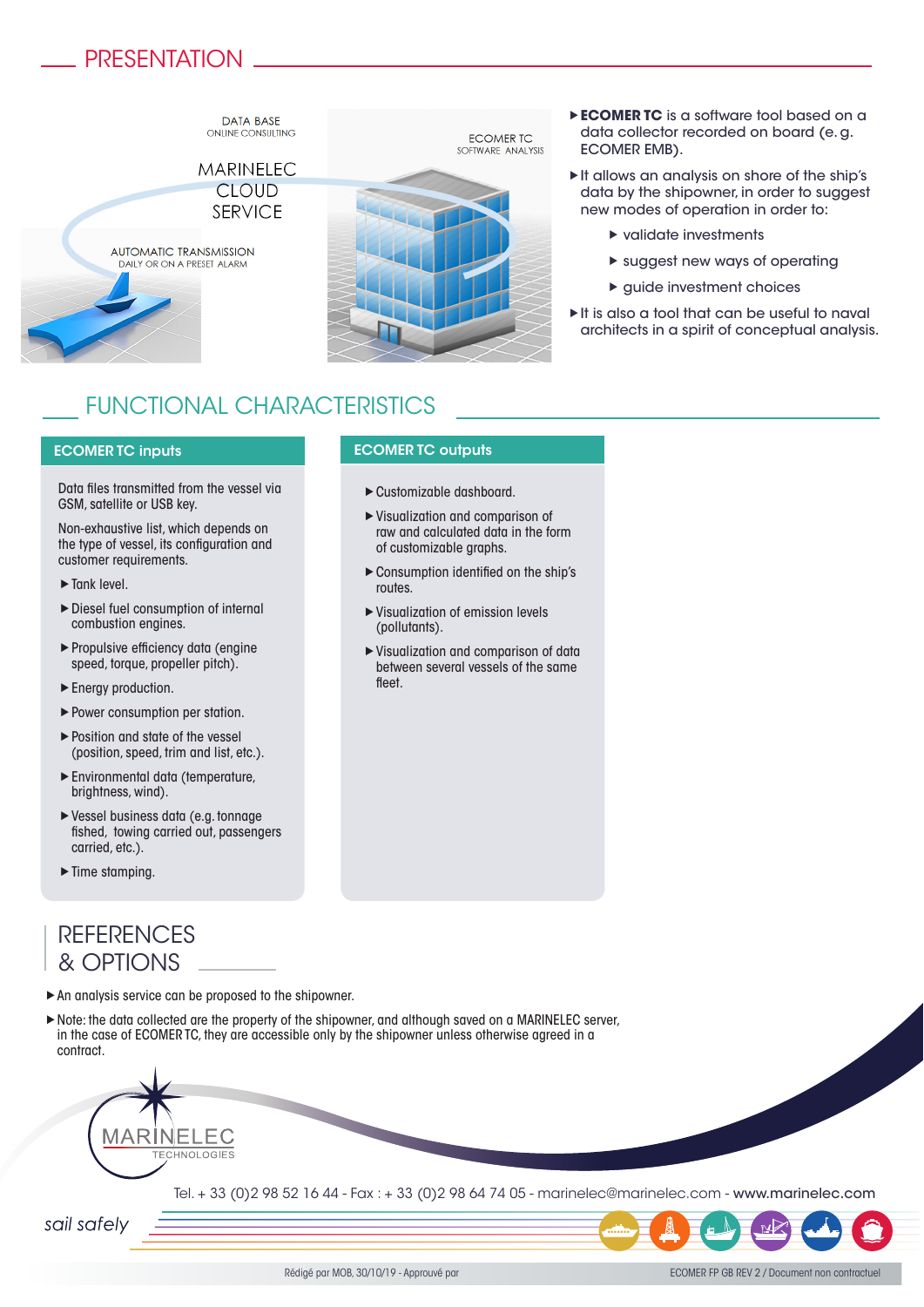## PRESENTATION

DATA BASE
ONLINE CONSULTING

MARINELEC
CLOUD
SERVICE

ECOMER TC
SOFTWARE ANALYSIS

AUTOMATIC TRANSMISSION
DAILY OR ON A PRESET ALARM

- **ECOMER TC** is a software tool based on a data collector recorded on board (e. g. ECOMER EMB).
- It allows an analysis on shore of the ship's data by the shipowner, in order to suggest new modes of operation in order to:
  - validate investments
  - suggest new ways of operating
  - guide investment choices
- It is also a tool that can be useful to naval architects in a spirit of conceptual analysis.

## FUNCTIONAL CHARACTERISTICS

### ECOMER TC inputs

Data files transmitted from the vessel via GSM, satellite or USB key.

Non-exhaustive list, which depends on the type of vessel, its configuration and customer requirements.

- Tank level.
- Diesel fuel consumption of internal combustion engines.
- Propulsive efficiency data (engine speed, torque, propeller pitch).
- Energy production.
- Power consumption per station.
- Position and state of the vessel (position, speed, trim and list, etc.).
- Environmental data (temperature, brightness, wind).
- Vessel business data (e.g. tonnage fished, towing carried out, passengers carried, etc.).
- Time stamping.

### ECOMER TC outputs

- Customizable dashboard.
- Visualization and comparison of raw and calculated data in the form of customizable graphs.
- Consumption identified on the ship's routes.
- Visualization of emission levels (pollutants).
- Visualization and comparison of data between several vessels of the same fleet.

## REFERENCES & OPTIONS

- An analysis service can be proposed to the shipowner.
- Note: the data collected are the property of the shipowner, and although saved on a MARINELEC server, in the case of ECOMER TC, they are accessible only by the shipowner unless otherwise agreed in a contract.

MARINELEC TECHNOLOGIES

Tel. + 33 (0)2 98 52 16 44 - Fax : + 33 (0)2 98 64 74 05 - marinelec@marinelec.com - **www.marinelec.com**

*sail safely*

Rédigé par MOB, 30/10/19 - Approuvé par

ECOMER FP GB REV 2 / Document non contractuel